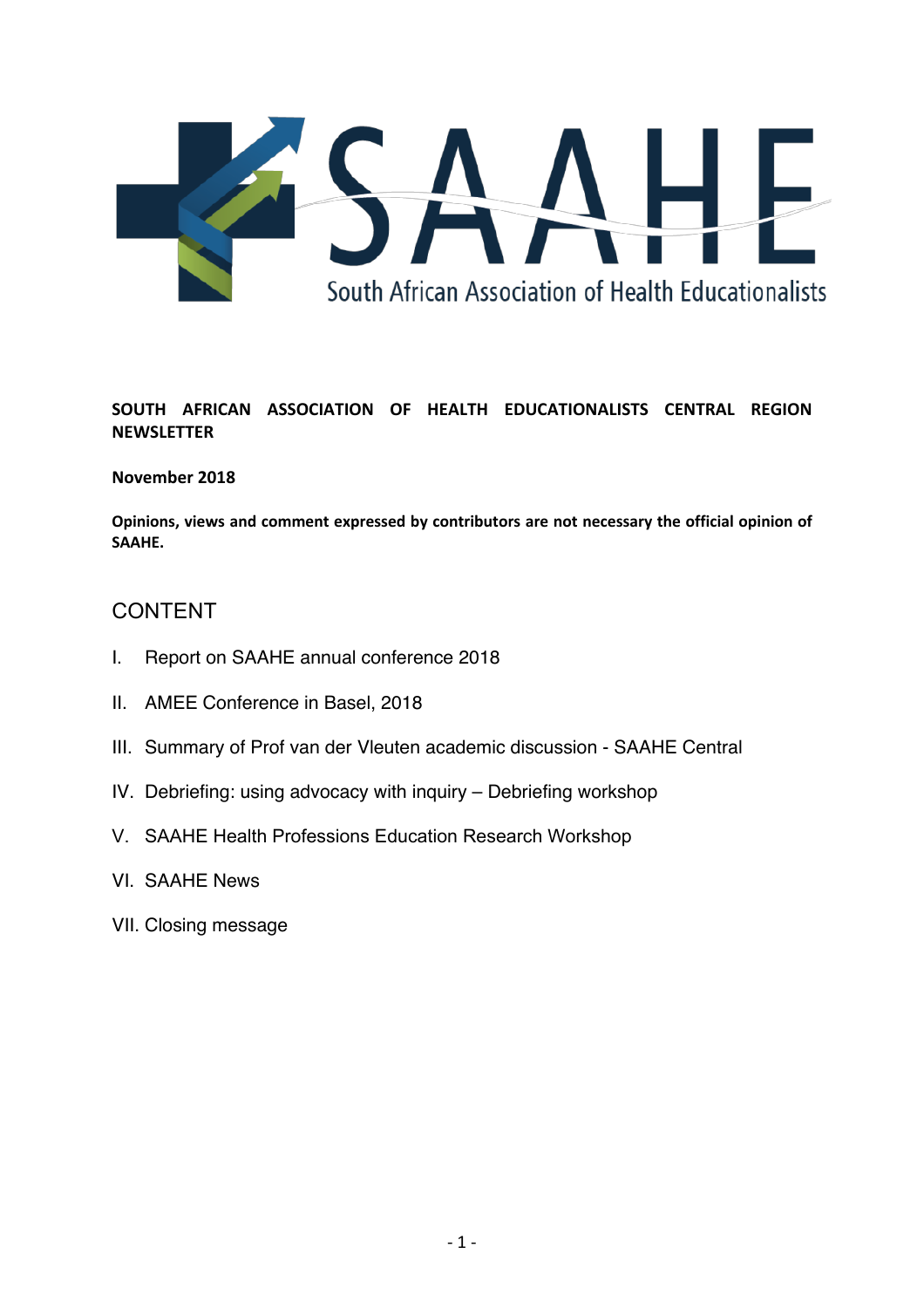SAAHE

South African Association of Health Educationalists

**SOUTH AFRICAN ASSOCIATION OF HEALTH EDUCATIONALISTS CENTRAL REGION NEWSLETTER**

**November 2018**

**Opinions, views and comment expressed by contributors are not necessary the official opinion of SAAHE.**

## CONTENT

I. Report on SAAHE annual conference 2018

II. AMEE Conference in Basel, 2018

III. Summary of Prof van der Vleuten academic discussion - SAAHE Central

IV. Debriefing: using advocacy with inquiry – Debriefing workshop

V. SAAHE Health Professions Education Research Workshop

VI. SAAHE News

VII. Closing message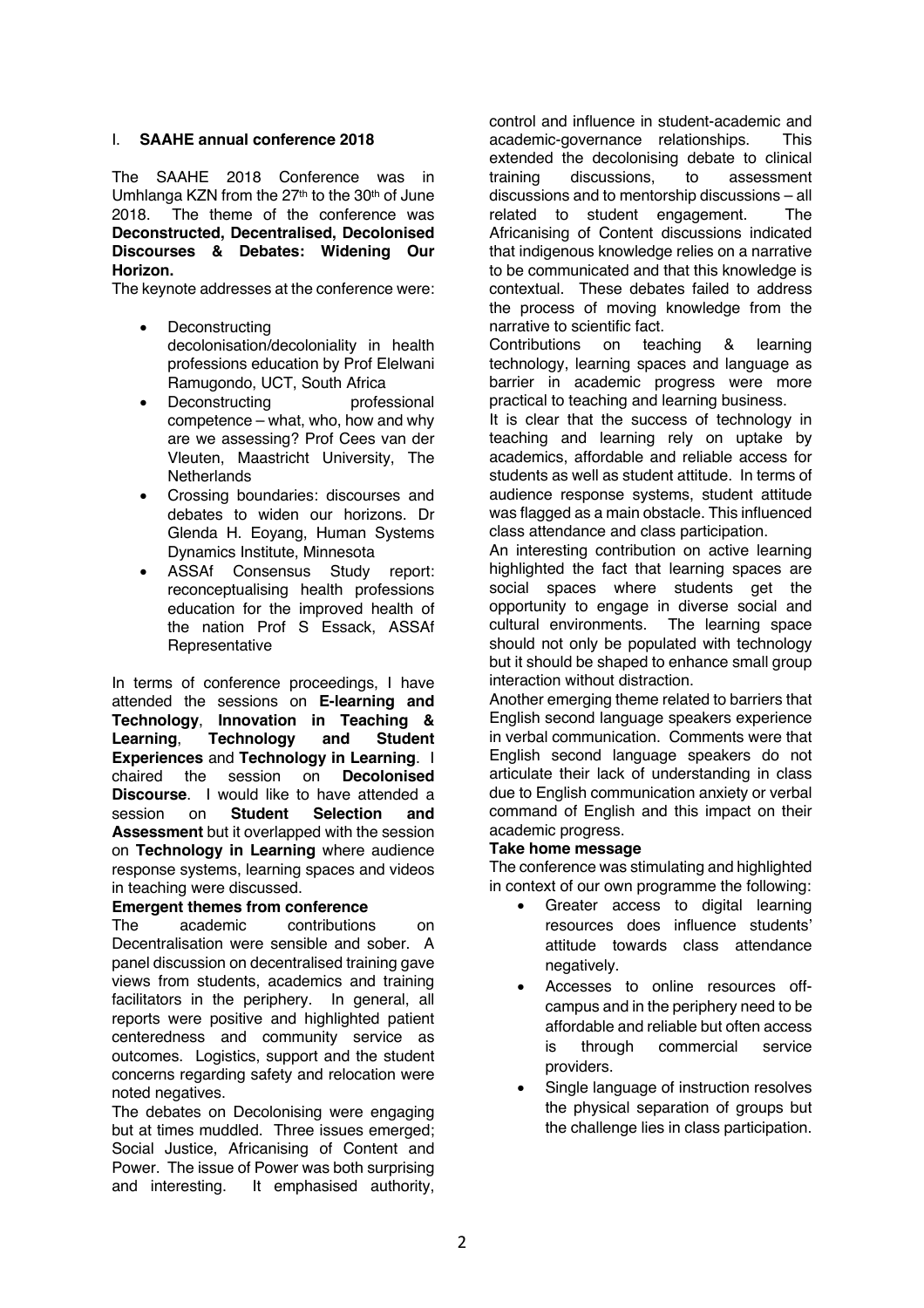## I. SAAHE annual conference 2018

The SAAHE 2018 Conference was in Umhlanga KZN from the 27th to the 30th of June 2018. The theme of the conference was **Deconstructed, Decentralised, Decolonised Discourses & Debates: Widening Our Horizon.**

The keynote addresses at the conference were:

- Deconstructing decolonisation/decoloniality in health professions education by Prof Elelwani Ramugondo, UCT, South Africa
- Deconstructing professional competence – what, who, how and why are we assessing? Prof Cees van der Vleuten, Maastricht University, The Netherlands
- Crossing boundaries: discourses and debates to widen our horizons. Dr Glenda H. Eoyang, Human Systems Dynamics Institute, Minnesota
- ASSAf Consensus Study report: reconceptualising health professions education for the improved health of the nation Prof S Essack, ASSAf Representative

In terms of conference proceedings, I have attended the sessions on **E-learning and Technology**, **Innovation in Teaching & Learning**, **Technology and Student Experiences** and **Technology in Learning**. I chaired the session on **Decolonised Discourse**. I would like to have attended a session on **Student Selection and Assessment** but it overlapped with the session on **Technology in Learning** where audience response systems, learning spaces and videos in teaching were discussed.

**Emergent themes from conference**

The academic contributions on Decentralisation were sensible and sober. A panel discussion on decentralised training gave views from students, academics and training facilitators in the periphery. In general, all reports were positive and highlighted patient centeredness and community service as outcomes. Logistics, support and the student concerns regarding safety and relocation were noted negatives.

The debates on Decolonising were engaging but at times muddled. Three issues emerged; Social Justice, Africanising of Content and Power. The issue of Power was both surprising and interesting. It emphasised authority, control and influence in student-academic and academic-governance relationships. This extended the decolonising debate to clinical training discussions, to assessment discussions and to mentorship discussions – all related to student engagement. The Africanising of Content discussions indicated that indigenous knowledge relies on a narrative to be communicated and that this knowledge is contextual. These debates failed to address the process of moving knowledge from the narrative to scientific fact.

Contributions on teaching & learning technology, learning spaces and language as barrier in academic progress were more practical to teaching and learning business.

It is clear that the success of technology in teaching and learning rely on uptake by academics, affordable and reliable access for students as well as student attitude. In terms of audience response systems, student attitude was flagged as a main obstacle. This influenced class attendance and class participation.

An interesting contribution on active learning highlighted the fact that learning spaces are social spaces where students get the opportunity to engage in diverse social and cultural environments. The learning space should not only be populated with technology but it should be shaped to enhance small group interaction without distraction.

Another emerging theme related to barriers that English second language speakers experience in verbal communication. Comments were that English second language speakers do not articulate their lack of understanding in class due to English communication anxiety or verbal command of English and this impact on their academic progress.

**Take home message**

The conference was stimulating and highlighted in context of our own programme the following:

- Greater access to digital learning resources does influence students' attitude towards class attendance negatively.
- Accesses to online resources off-campus and in the periphery need to be affordable and reliable but often access is through commercial service providers.
- Single language of instruction resolves the physical separation of groups but the challenge lies in class participation.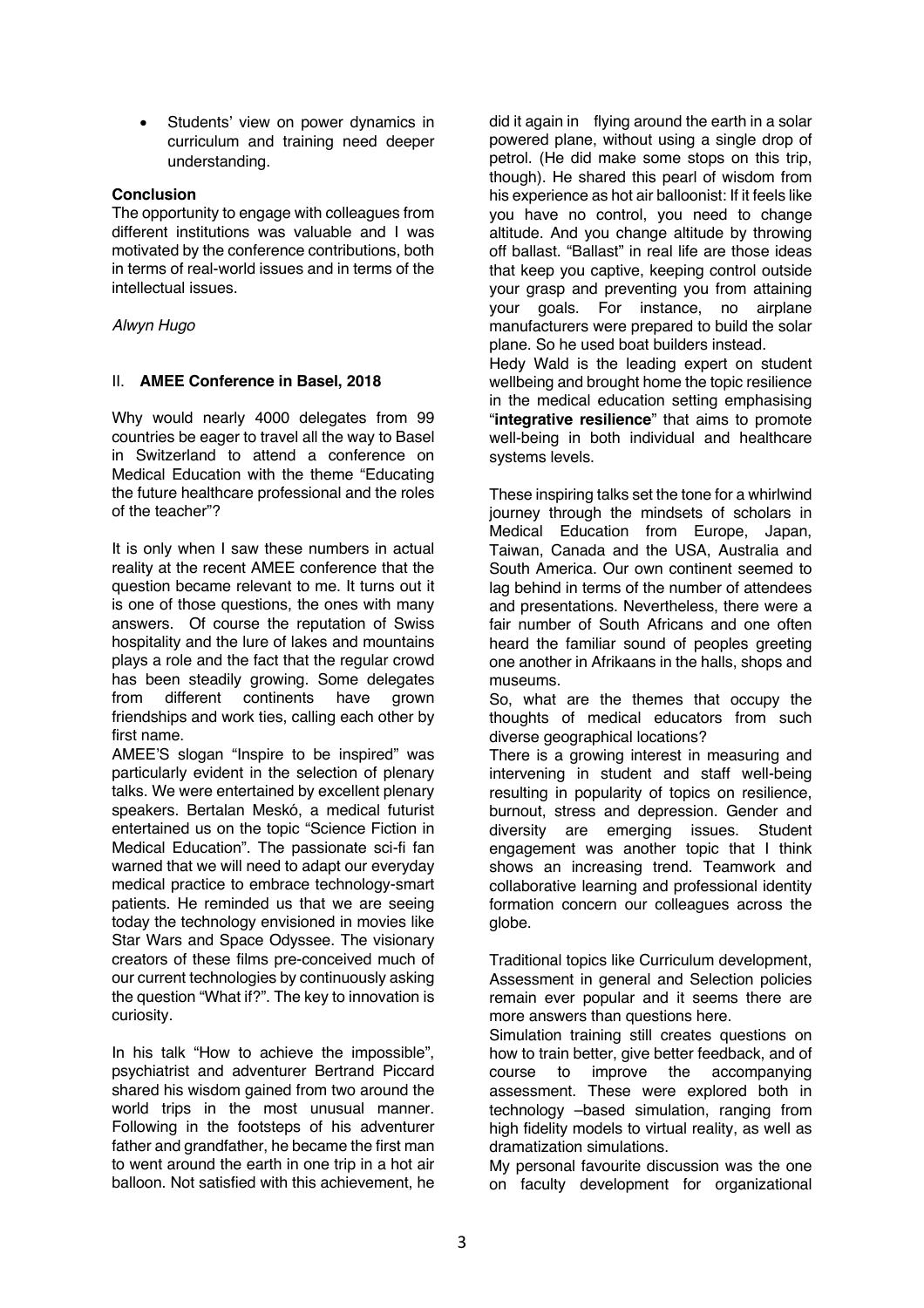- Students' view on power dynamics in curriculum and training need deeper understanding.

**Conclusion**

The opportunity to engage with colleagues from different institutions was valuable and I was motivated by the conference contributions, both in terms of real-world issues and in terms of the intellectual issues.

*Alwyn Hugo*

## II. **AMEE Conference in Basel, 2018**

Why would nearly 4000 delegates from 99 countries be eager to travel all the way to Basel in Switzerland to attend a conference on Medical Education with the theme "Educating the future healthcare professional and the roles of the teacher"?

It is only when I saw these numbers in actual reality at the recent AMEE conference that the question became relevant to me. It turns out it is one of those questions, the ones with many answers. Of course the reputation of Swiss hospitality and the lure of lakes and mountains plays a role and the fact that the regular crowd has been steadily growing. Some delegates from different continents have grown friendships and work ties, calling each other by first name.

AMEE'S slogan "Inspire to be inspired" was particularly evident in the selection of plenary talks. We were entertained by excellent plenary speakers. Bertalan Meskó, a medical futurist entertained us on the topic "Science Fiction in Medical Education". The passionate sci-fi fan warned that we will need to adapt our everyday medical practice to embrace technology-smart patients. He reminded us that we are seeing today the technology envisioned in movies like Star Wars and Space Odyssee. The visionary creators of these films pre-conceived much of our current technologies by continuously asking the question "What if?". The key to innovation is curiosity.

In his talk "How to achieve the impossible", psychiatrist and adventurer Bertrand Piccard shared his wisdom gained from two around the world trips in the most unusual manner. Following in the footsteps of his adventurer father and grandfather, he became the first man to went around the earth in one trip in a hot air balloon. Not satisfied with this achievement, he did it again in flying around the earth in a solar powered plane, without using a single drop of petrol. (He did make some stops on this trip, though). He shared this pearl of wisdom from his experience as hot air balloonist: If it feels like you have no control, you need to change altitude. And you change altitude by throwing off ballast. "Ballast" in real life are those ideas that keep you captive, keeping control outside your grasp and preventing you from attaining your goals. For instance, no airplane manufacturers were prepared to build the solar plane. So he used boat builders instead.

Hedy Wald is the leading expert on student wellbeing and brought home the topic resilience in the medical education setting emphasising "**integrative resilience**" that aims to promote well-being in both individual and healthcare systems levels.

These inspiring talks set the tone for a whirlwind journey through the mindsets of scholars in Medical Education from Europe, Japan, Taiwan, Canada and the USA, Australia and South America. Our own continent seemed to lag behind in terms of the number of attendees and presentations. Nevertheless, there were a fair number of South Africans and one often heard the familiar sound of peoples greeting one another in Afrikaans in the halls, shops and museums.

So, what are the themes that occupy the thoughts of medical educators from such diverse geographical locations?

There is a growing interest in measuring and intervening in student and staff well-being resulting in popularity of topics on resilience, burnout, stress and depression. Gender and diversity are emerging issues. Student engagement was another topic that I think shows an increasing trend. Teamwork and collaborative learning and professional identity formation concern our colleagues across the globe.

Traditional topics like Curriculum development, Assessment in general and Selection policies remain ever popular and it seems there are more answers than questions here.

Simulation training still creates questions on how to train better, give better feedback, and of course to improve the accompanying assessment. These were explored both in technology –based simulation, ranging from high fidelity models to virtual reality, as well as dramatization simulations.

My personal favourite discussion was the one on faculty development for organizational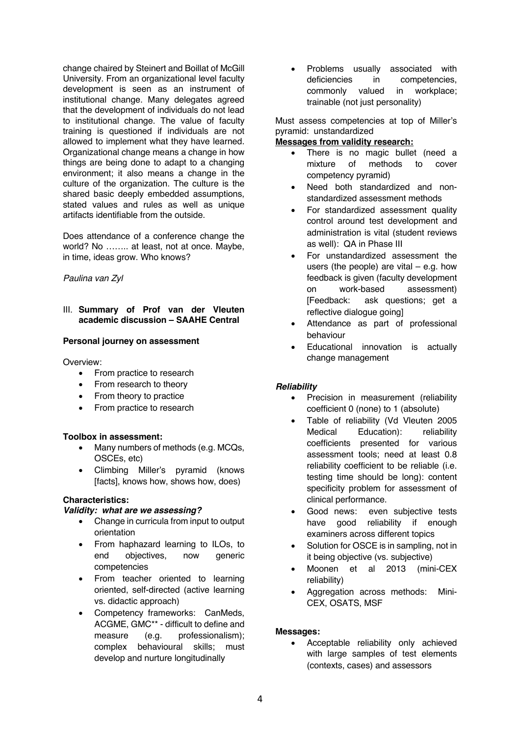change chaired by Steinert and Boillat of McGill University. From an organizational level faculty development is seen as an instrument of institutional change. Many delegates agreed that the development of individuals do not lead to institutional change. The value of faculty training is questioned if individuals are not allowed to implement what they have learned. Organizational change means a change in how things are being done to adapt to a changing environment; it also means a change in the culture of the organization. The culture is the shared basic deeply embedded assumptions, stated values and rules as well as unique artifacts identifiable from the outside.

Does attendance of a conference change the world? No …….. at least, not at once. Maybe, in time, ideas grow. Who knows?

*Paulina van Zyl*

## III. **Summary of Prof van der Vleuten academic discussion – SAAHE Central**

**Personal journey on assessment**

Overview:

- From practice to research
- From research to theory
- From theory to practice
- From practice to research

**Toolbox in assessment:**

- Many numbers of methods (e.g. MCQs, OSCEs, etc)
- Climbing Miller's pyramid (knows [facts], knows how, shows how, does)

**Characteristics:**

***Validity: what are we assessing?***

- Change in curricula from input to output orientation
- From haphazard learning to ILOs, to end objectives, now generic competencies
- From teacher oriented to learning oriented, self-directed (active learning vs. didactic approach)
- Competency frameworks: CanMeds, ACGME, GMC** - difficult to define and measure (e.g. professionalism); complex behavioural skills; must develop and nurture longitudinally
- Problems usually associated with deficiencies in competencies, commonly valued in workplace; trainable (not just personality)

Must assess competencies at top of Miller's pyramid: unstandardized

**Messages from validity research:**

- There is no magic bullet (need a mixture of methods to cover competency pyramid)
- Need both standardized and non-standardized assessment methods
- For standardized assessment quality control around test development and administration is vital (student reviews as well): QA in Phase III
- For unstandardized assessment the users (the people) are vital – e.g. how feedback is given (faculty development on work-based assessment) [Feedback: ask questions; get a reflective dialogue going]
- Attendance as part of professional behaviour
- Educational innovation is actually change management

***Reliability***

- Precision in measurement (reliability coefficient 0 (none) to 1 (absolute)
- Table of reliability (Vd Vleuten 2005 Medical Education): reliability coefficients presented for various assessment tools; need at least 0.8 reliability coefficient to be reliable (i.e. testing time should be long): content specificity problem for assessment of clinical performance.
- Good news: even subjective tests have good reliability if enough examiners across different topics
- Solution for OSCE is in sampling, not in it being objective (vs. subjective)
- Moonen et al 2013 (mini-CEX reliability)
- Aggregation across methods: Mini-CEX, OSATS, MSF

**Messages:**

- Acceptable reliability only achieved with large samples of test elements (contexts, cases) and assessors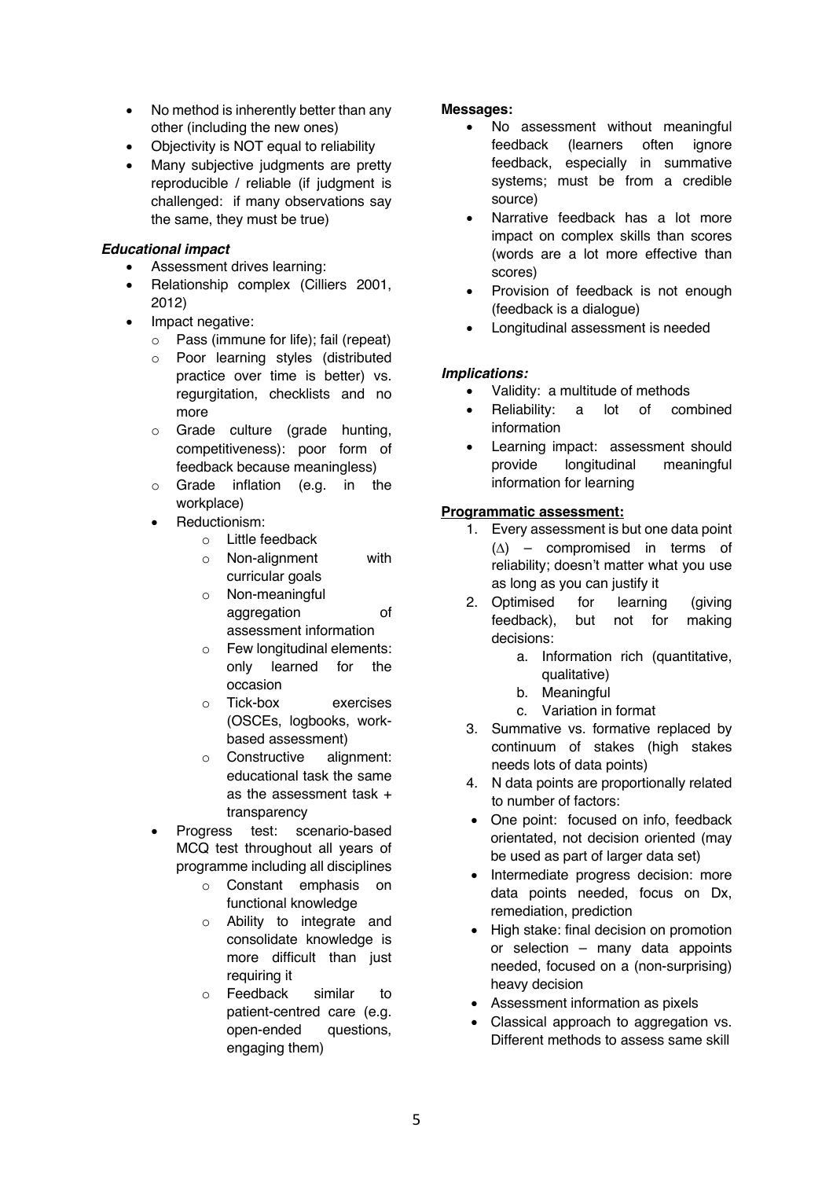- No method is inherently better than any other (including the new ones)
- Objectivity is NOT equal to reliability
- Many subjective judgments are pretty reproducible / reliable (if judgment is challenged: if many observations say the same, they must be true)

***Educational impact***

- Assessment drives learning:
- Relationship complex (Cilliers 2001, 2012)
- Impact negative:
    - Pass (immune for life); fail (repeat)
    - Poor learning styles (distributed practice over time is better) vs. regurgitation, checklists and no more
    - Grade culture (grade hunting, competitiveness): poor form of feedback because meaningless)
    - Grade inflation (e.g. in the workplace)
    - Reductionism:
        - Little feedback
        - Non-alignment with curricular goals
        - Non-meaningful aggregation of assessment information
        - Few longitudinal elements: only learned for the occasion
        - Tick-box exercises (OSCEs, logbooks, work-based assessment)
        - Constructive alignment: educational task the same as the assessment task + transparency
    - Progress test: scenario-based MCQ test throughout all years of programme including all disciplines
        - Constant emphasis on functional knowledge
        - Ability to integrate and consolidate knowledge is more difficult than just requiring it
        - Feedback similar to patient-centred care (e.g. open-ended questions, engaging them)

**Messages:**

- No assessment without meaningful feedback (learners often ignore feedback, especially in summative systems; must be from a credible source)
- Narrative feedback has a lot more impact on complex skills than scores (words are a lot more effective than scores)
- Provision of feedback is not enough (feedback is a dialogue)
- Longitudinal assessment is needed

***Implications:***

- Validity: a multitude of methods
- Reliability: a lot of combined information
- Learning impact: assessment should provide longitudinal meaningful information for learning

<u>**Programmatic assessment:**</u>

1. Every assessment is but one data point ($\Delta$) – compromised in terms of reliability; doesn't matter what you use as long as you can justify it
2. Optimised for learning (giving feedback), but not for making decisions:
    a. Information rich (quantitative, qualitative)
    b. Meaningful
    c. Variation in format
3. Summative vs. formative replaced by continuum of stakes (high stakes needs lots of data points)
4. N data points are proportionally related to number of factors:

- One point: focused on info, feedback orientated, not decision oriented (may be used as part of larger data set)
- Intermediate progress decision: more data points needed, focus on Dx, remediation, prediction
- High stake: final decision on promotion or selection – many data appoints needed, focused on a (non-surprising) heavy decision
- Assessment information as pixels
- Classical approach to aggregation vs. Different methods to assess same skill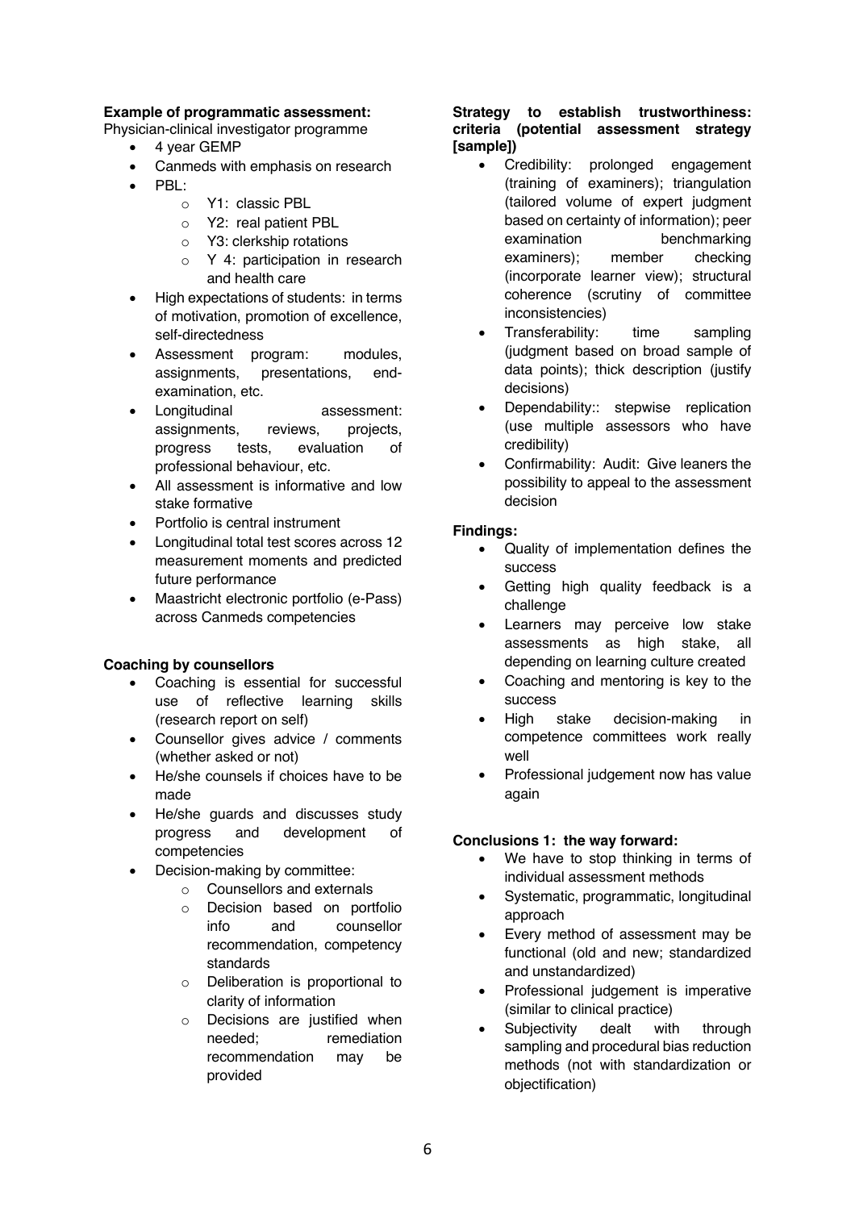**Example of programmatic assessment:**
Physician-clinical investigator programme

- 4 year GEMP
- Canmeds with emphasis on research
- PBL:
    - Y1: classic PBL
    - Y2: real patient PBL
    - Y3: clerkship rotations
    - Y 4: participation in research and health care
- High expectations of students: in terms of motivation, promotion of excellence, self-directedness
- Assessment program: modules, assignments, presentations, end-examination, etc.
- Longitudinal assessment: assignments, reviews, projects, progress tests, evaluation of professional behaviour, etc.
- All assessment is informative and low stake formative
- Portfolio is central instrument
- Longitudinal total test scores across 12 measurement moments and predicted future performance
- Maastricht electronic portfolio (e-Pass) across Canmeds competencies

**Coaching by counsellors**

- Coaching is essential for successful use of reflective learning skills (research report on self)
- Counsellor gives advice / comments (whether asked or not)
- He/she counsels if choices have to be made
- He/she guards and discusses study progress and development of competencies
- Decision-making by committee:
    - Counsellors and externals
    - Decision based on portfolio info and counsellor recommendation, competency standards
    - Deliberation is proportional to clarity of information
    - Decisions are justified when needed; remediation recommendation may be provided

**Strategy to establish trustworthiness: criteria (potential assessment strategy [sample])**

- Credibility: prolonged engagement (training of examiners); triangulation (tailored volume of expert judgment based on certainty of information); peer examination benchmarking examiners); member checking (incorporate learner view); structural coherence (scrutiny of committee inconsistencies)
- Transferability: time sampling (judgment based on broad sample of data points); thick description (justify decisions)
- Dependability:: stepwise replication (use multiple assessors who have credibility)
- Confirmability: Audit: Give leaners the possibility to appeal to the assessment decision

**Findings:**

- Quality of implementation defines the success
- Getting high quality feedback is a challenge
- Learners may perceive low stake assessments as high stake, all depending on learning culture created
- Coaching and mentoring is key to the success
- High stake decision-making in competence committees work really well
- Professional judgement now has value again

**Conclusions 1: the way forward:**

- We have to stop thinking in terms of individual assessment methods
- Systematic, programmatic, longitudinal approach
- Every method of assessment may be functional (old and new; standardized and unstandardized)
- Professional judgement is imperative (similar to clinical practice)
- Subjectivity dealt with through sampling and procedural bias reduction methods (not with standardization or objectification)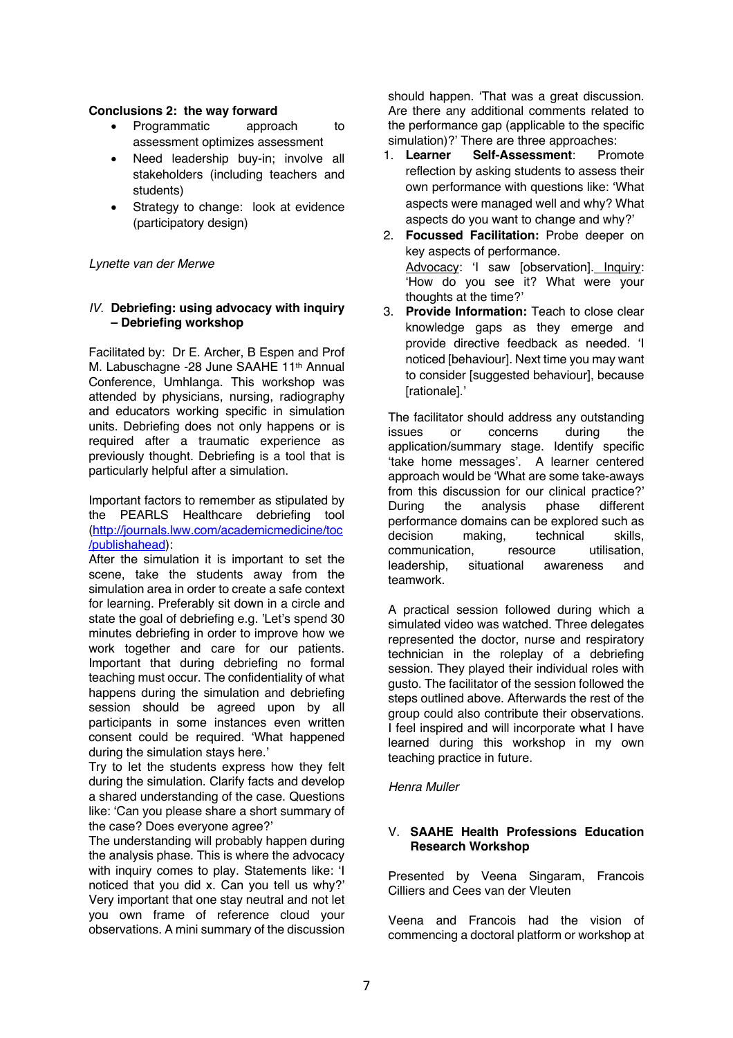**Conclusions 2: the way forward**

- Programmatic approach to assessment optimizes assessment
- Need leadership buy-in; involve all stakeholders (including teachers and students)
- Strategy to change: look at evidence (participatory design)

*Lynette van der Merwe*

## IV. Debriefing: using advocacy with inquiry – Debriefing workshop

Facilitated by: Dr E. Archer, B Espen and Prof M. Labuschagne -28 June SAAHE 11th Annual Conference, Umhlanga. This workshop was attended by physicians, nursing, radiography and educators working specific in simulation units. Debriefing does not only happens or is required after a traumatic experience as previously thought. Debriefing is a tool that is particularly helpful after a simulation.

Important factors to remember as stipulated by the PEARLS Healthcare debriefing tool (http://journals.lww.com/academicmedicine/toc/publishahead):
After the simulation it is important to set the scene, take the students away from the simulation area in order to create a safe context for learning. Preferably sit down in a circle and state the goal of debriefing e.g. 'Let's spend 30 minutes debriefing in order to improve how we work together and care for our patients. Important that during debriefing no formal teaching must occur. The confidentiality of what happens during the simulation and debriefing session should be agreed upon by all participants in some instances even written consent could be required. 'What happened during the simulation stays here.'
Try to let the students express how they felt during the simulation. Clarify facts and develop a shared understanding of the case. Questions like: 'Can you please share a short summary of the case? Does everyone agree?'
The understanding will probably happen during the analysis phase. This is where the advocacy with inquiry comes to play. Statements like: 'I noticed that you did x. Can you tell us why?' Very important that one stay neutral and not let you own frame of reference cloud your observations. A mini summary of the discussion should happen. 'That was a great discussion. Are there any additional comments related to the performance gap (applicable to the specific simulation)?' There are three approaches:

1. **Learner Self-Assessment**: Promote reflection by asking students to assess their own performance with questions like: 'What aspects were managed well and why? What aspects do you want to change and why?'
2. **Focussed Facilitation:** Probe deeper on key aspects of performance.
   Advocacy: 'I saw [observation]. Inquiry: 'How do you see it? What were your thoughts at the time?'
3. **Provide Information:** Teach to close clear knowledge gaps as they emerge and provide directive feedback as needed. 'I noticed [behaviour]. Next time you may want to consider [suggested behaviour], because [rationale].'

The facilitator should address any outstanding issues or concerns during the application/summary stage. Identify specific 'take home messages'. A learner centered approach would be 'What are some take-aways from this discussion for our clinical practice?' During the analysis phase different performance domains can be explored such as decision making, technical skills, communication, resource utilisation, leadership, situational awareness and teamwork.

A practical session followed during which a simulated video was watched. Three delegates represented the doctor, nurse and respiratory technician in the roleplay of a debriefing session. They played their individual roles with gusto. The facilitator of the session followed the steps outlined above. Afterwards the rest of the group could also contribute their observations. I feel inspired and will incorporate what I have learned during this workshop in my own teaching practice in future.

*Henra Muller*

## V. SAAHE Health Professions Education Research Workshop

Presented by Veena Singaram, Francois Cilliers and Cees van der Vleuten

Veena and Francois had the vision of commencing a doctoral platform or workshop at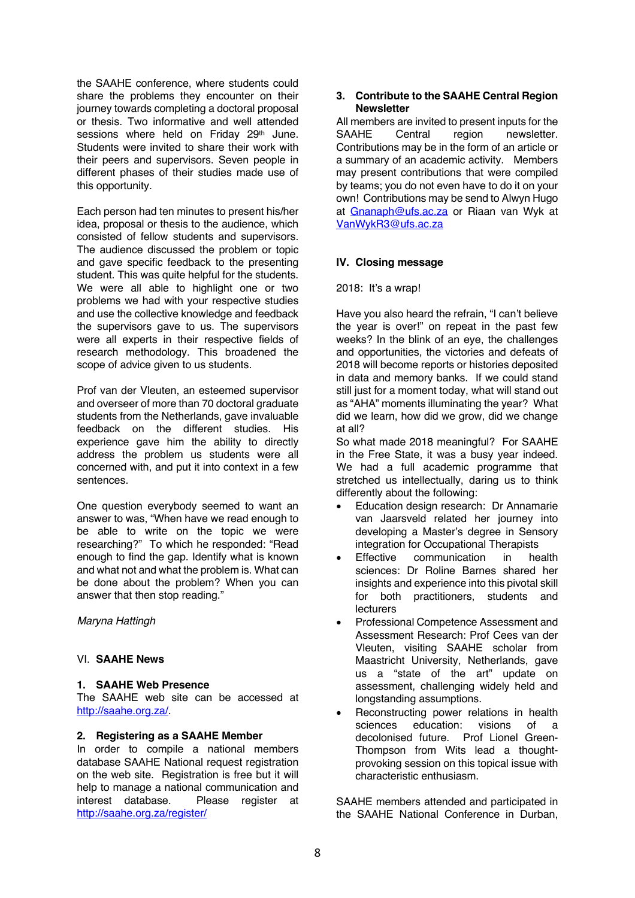the SAAHE conference, where students could share the problems they encounter on their journey towards completing a doctoral proposal or thesis. Two informative and well attended sessions where held on Friday 29th June. Students were invited to share their work with their peers and supervisors. Seven people in different phases of their studies made use of this opportunity.

Each person had ten minutes to present his/her idea, proposal or thesis to the audience, which consisted of fellow students and supervisors. The audience discussed the problem or topic and gave specific feedback to the presenting student. This was quite helpful for the students. We were all able to highlight one or two problems we had with your respective studies and use the collective knowledge and feedback the supervisors gave to us. The supervisors were all experts in their respective fields of research methodology. This broadened the scope of advice given to us students.

Prof van der Vleuten, an esteemed supervisor and overseer of more than 70 doctoral graduate students from the Netherlands, gave invaluable feedback on the different studies. His experience gave him the ability to directly address the problem us students were all concerned with, and put it into context in a few sentences.

One question everybody seemed to want an answer to was, "When have we read enough to be able to write on the topic we were researching?" To which he responded: "Read enough to find the gap. Identify what is known and what not and what the problem is. What can be done about the problem? When you can answer that then stop reading."

*Maryna Hattingh*

## VI. SAAHE News

### 1. SAAHE Web Presence

The SAAHE web site can be accessed at http://saahe.org.za/.

### 2. Registering as a SAAHE Member

In order to compile a national members database SAAHE National request registration on the web site. Registration is free but it will help to manage a national communication and interest database. Please register at http://saahe.org.za/register/

### 3. Contribute to the SAAHE Central Region Newsletter

All members are invited to present inputs for the SAAHE Central region newsletter. Contributions may be in the form of an article or a summary of an academic activity. Members may present contributions that were compiled by teams; you do not even have to do it on your own! Contributions may be send to Alwyn Hugo at Gnanaph@ufs.ac.za or Riaan van Wyk at VanWykR3@ufs.ac.za

## IV. Closing message

2018: It's a wrap!

Have you also heard the refrain, "I can't believe the year is over!" on repeat in the past few weeks? In the blink of an eye, the challenges and opportunities, the victories and defeats of 2018 will become reports or histories deposited in data and memory banks. If we could stand still just for a moment today, what will stand out as "AHA" moments illuminating the year? What did we learn, how did we grow, did we change at all?

So what made 2018 meaningful? For SAAHE in the Free State, it was a busy year indeed. We had a full academic programme that stretched us intellectually, daring us to think differently about the following:

- Education design research: Dr Annamarie van Jaarsveld related her journey into developing a Master's degree in Sensory integration for Occupational Therapists
- Effective communication in health sciences: Dr Roline Barnes shared her insights and experience into this pivotal skill for both practitioners, students and lecturers
- Professional Competence Assessment and Assessment Research: Prof Cees van der Vleuten, visiting SAAHE scholar from Maastricht University, Netherlands, gave us a "state of the art" update on assessment, challenging widely held and longstanding assumptions.
- Reconstructing power relations in health sciences education: visions of a decolonised future. Prof Lionel Green-Thompson from Wits lead a thought-provoking session on this topical issue with characteristic enthusiasm.

SAAHE members attended and participated in the SAAHE National Conference in Durban,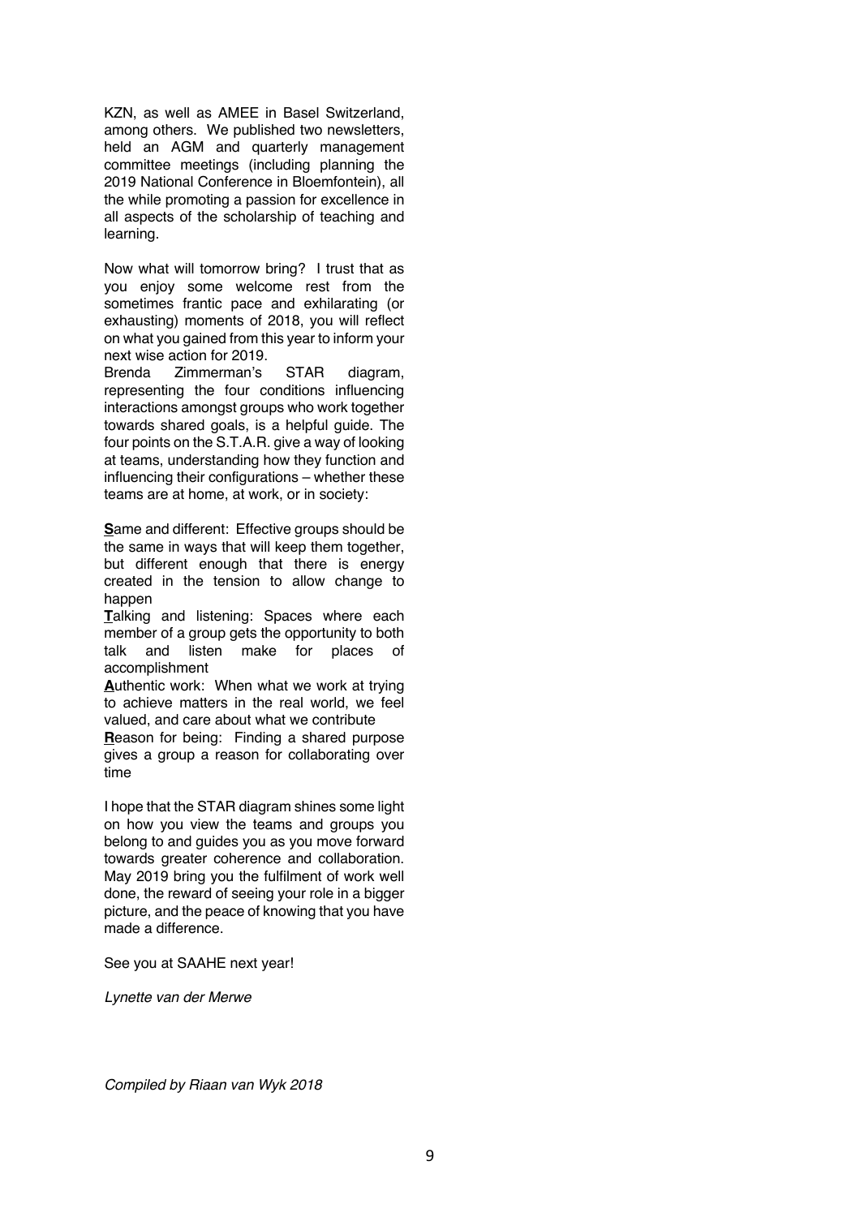KZN, as well as AMEE in Basel Switzerland, among others. We published two newsletters, held an AGM and quarterly management committee meetings (including planning the 2019 National Conference in Bloemfontein), all the while promoting a passion for excellence in all aspects of the scholarship of teaching and learning.

Now what will tomorrow bring? I trust that as you enjoy some welcome rest from the sometimes frantic pace and exhilarating (or exhausting) moments of 2018, you will reflect on what you gained from this year to inform your next wise action for 2019.
Brenda Zimmerman's STAR diagram, representing the four conditions influencing interactions amongst groups who work together towards shared goals, is a helpful guide. The four points on the S.T.A.R. give a way of looking at teams, understanding how they function and influencing their configurations – whether these teams are at home, at work, or in society:

**S**ame and different: Effective groups should be the same in ways that will keep them together, but different enough that there is energy created in the tension to allow change to happen
**T**alking and listening: Spaces where each member of a group gets the opportunity to both talk and listen make for places of accomplishment
**A**uthentic work: When what we work at trying to achieve matters in the real world, we feel valued, and care about what we contribute
**R**eason for being: Finding a shared purpose gives a group a reason for collaborating over time

I hope that the STAR diagram shines some light on how you view the teams and groups you belong to and guides you as you move forward towards greater coherence and collaboration. May 2019 bring you the fulfilment of work well done, the reward of seeing your role in a bigger picture, and the peace of knowing that you have made a difference.

See you at SAAHE next year!

*Lynette van der Merwe*

*Compiled by Riaan van Wyk 2018*